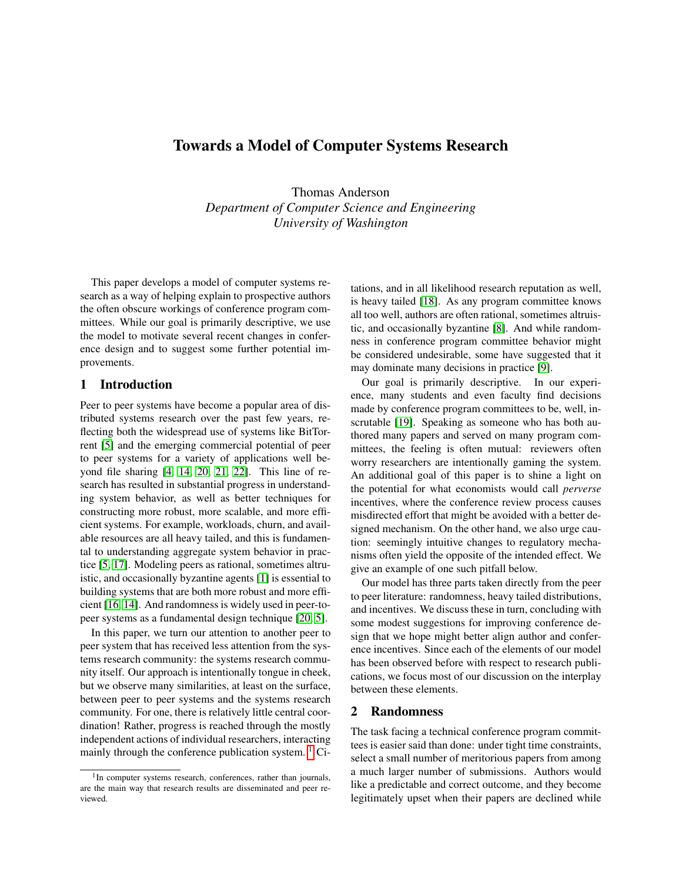# Towards a Model of Computer Systems Research

Thomas Anderson
*Department of Computer Science and Engineering*
*University of Washington*

This paper develops a model of computer systems research as a way of helping explain to prospective authors the often obscure workings of conference program committees. While our goal is primarily descriptive, we use the model to motivate several recent changes in conference design and to suggest some further potential improvements.

## 1 Introduction

Peer to peer systems have become a popular area of distributed systems research over the past few years, reflecting both the widespread use of systems like BitTorrent [5] and the emerging commercial potential of peer to peer systems for a variety of applications well beyond file sharing [4, 14, 20, 21, 22]. This line of research has resulted in substantial progress in understanding system behavior, as well as better techniques for constructing more robust, more scalable, and more efficient systems. For example, workloads, churn, and available resources are all heavy tailed, and this is fundamental to understanding aggregate system behavior in practice [5, 17]. Modeling peers as rational, sometimes altruistic, and occasionally byzantine agents [1] is essential to building systems that are both more robust and more efficient [16, 14]. And randomness is widely used in peer-to-peer systems as a fundamental design technique [20, 5].

In this paper, we turn our attention to another peer to peer system that has received less attention from the systems research community: the systems research community itself. Our approach is intentionally tongue in cheek, but we observe many similarities, at least on the surface, between peer to peer systems and the systems research community. For one, there is relatively little central coordination! Rather, progress is reached through the mostly independent actions of individual researchers, interacting mainly through the conference publication system. [1] Citations, and in all likelihood research reputation as well, is heavy tailed [18]. As any program committee knows all too well, authors are often rational, sometimes altruistic, and occasionally byzantine [8]. And while randomness in conference program committee behavior might be considered undesirable, some have suggested that it may dominate many decisions in practice [9].

Our goal is primarily descriptive. In our experience, many students and even faculty find decisions made by conference program committees to be, well, inscrutable [19]. Speaking as someone who has both authored many papers and served on many program committees, the feeling is often mutual: reviewers often worry researchers are intentionally gaming the system. An additional goal of this paper is to shine a light on the potential for what economists would call *perverse* incentives, where the conference review process causes misdirected effort that might be avoided with a better designed mechanism. On the other hand, we also urge caution: seemingly intuitive changes to regulatory mechanisms often yield the opposite of the intended effect. We give an example of one such pitfall below.

Our model has three parts taken directly from the peer to peer literature: randomness, heavy tailed distributions, and incentives. We discuss these in turn, concluding with some modest suggestions for improving conference design that we hope might better align author and conference incentives. Since each of the elements of our model has been observed before with respect to research publications, we focus most of our discussion on the interplay between these elements.

## 2 Randomness

The task facing a technical conference program committees is easier said than done: under tight time constraints, select a small number of meritorious papers from among a much larger number of submissions. Authors would like a predictable and correct outcome, and they become legitimately upset when their papers are declined while

[1] In computer systems research, conferences, rather than journals, are the main way that research results are disseminated and peer reviewed.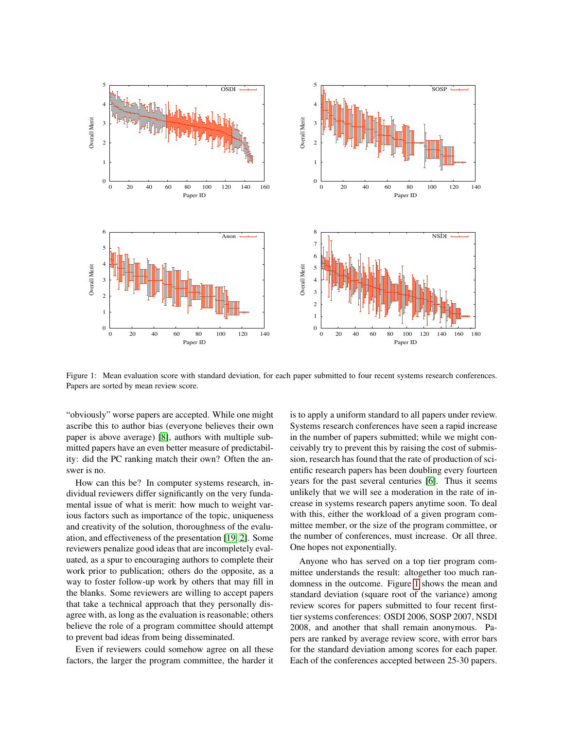Figure 1: Mean evaluation score with standard deviation, for each paper submitted to four recent systems research conferences. Papers are sorted by mean review score.

"obviously" worse papers are accepted. While one might ascribe this to author bias (everyone believes their own paper is above average) [8], authors with multiple submitted papers have an even better measure of predictability: did the PC ranking match their own? Often the answer is no.

How can this be? In computer systems research, individual reviewers differ significantly on the very fundamental issue of what is merit: how much to weight various factors such as importance of the topic, uniqueness and creativity of the solution, thoroughness of the evaluation, and effectiveness of the presentation [19, 2]. Some reviewers penalize good ideas that are incompletely evaluated, as a spur to encouraging authors to complete their work prior to publication; others do the opposite, as a way to foster follow-up work by others that may fill in the blanks. Some reviewers are willing to accept papers that take a technical approach that they personally disagree with, as long as the evaluation is reasonable; others believe the role of a program committee should attempt to prevent bad ideas from being disseminated.

Even if reviewers could somehow agree on all these factors, the larger the program committee, the harder it is to apply a uniform standard to all papers under review. Systems research conferences have seen a rapid increase in the number of papers submitted; while we might conceivably try to prevent this by raising the cost of submission, research has found that the rate of production of scientific research papers has been doubling every fourteen years for the past several centuries [6]. Thus it seems unlikely that we will see a moderation in the rate of increase in systems research papers anytime soon. To deal with this, either the workload of a given program committee member, or the size of the program committee, or the number of conferences, must increase. Or all three. One hopes not exponentially.

Anyone who has served on a top tier program committee understands the result: altogether too much randomness in the outcome. Figure 1 shows the mean and standard deviation (square root of the variance) among review scores for papers submitted to four recent first-tier systems conferences: OSDI 2006, SOSP 2007, NSDI 2008, and another that shall remain anonymous. Papers are ranked by average review score, with error bars for the standard deviation among scores for each paper. Each of the conferences accepted between 25-30 papers.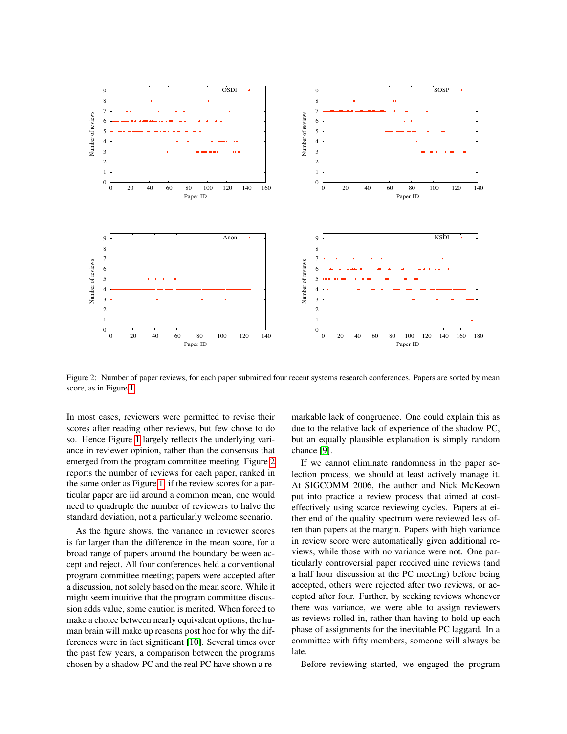Figure 2: Number of paper reviews, for each paper submitted four recent systems research conferences. Papers are sorted by mean score, as in Figure 1.

In most cases, reviewers were permitted to revise their scores after reading other reviews, but few chose to do so. Hence Figure 1 largely reflects the underlying variance in reviewer opinion, rather than the consensus that emerged from the program committee meeting. Figure 2 reports the number of reviews for each paper, ranked in the same order as Figure 1; if the review scores for a particular paper are iid around a common mean, one would need to quadruple the number of reviewers to halve the standard deviation, not a particularly welcome scenario.

As the figure shows, the variance in reviewer scores is far larger than the difference in the mean score, for a broad range of papers around the boundary between accept and reject. All four conferences held a conventional program committee meeting; papers were accepted after a discussion, not solely based on the mean score. While it might seem intuitive that the program committee discussion adds value, some caution is merited. When forced to make a choice between nearly equivalent options, the human brain will make up reasons post hoc for why the differences were in fact significant [10]. Several times over the past few years, a comparison between the programs chosen by a shadow PC and the real PC have shown a remarkable lack of congruence. One could explain this as due to the relative lack of experience of the shadow PC, but an equally plausible explanation is simply random chance [9].

If we cannot eliminate randomness in the paper selection process, we should at least actively manage it. At SIGCOMM 2006, the author and Nick McKeown put into practice a review process that aimed at cost-effectively using scarce reviewing cycles. Papers at either end of the quality spectrum were reviewed less often than papers at the margin. Papers with high variance in review score were automatically given additional reviews, while those with no variance were not. One particularly controversial paper received nine reviews (and a half hour discussion at the PC meeting) before being accepted, others were rejected after two reviews, or accepted after four. Further, by seeking reviews whenever there was variance, we were able to assign reviewers as reviews rolled in, rather than having to hold up each phase of assignments for the inevitable PC laggard. In a committee with fifty members, someone will always be late.

Before reviewing started, we engaged the program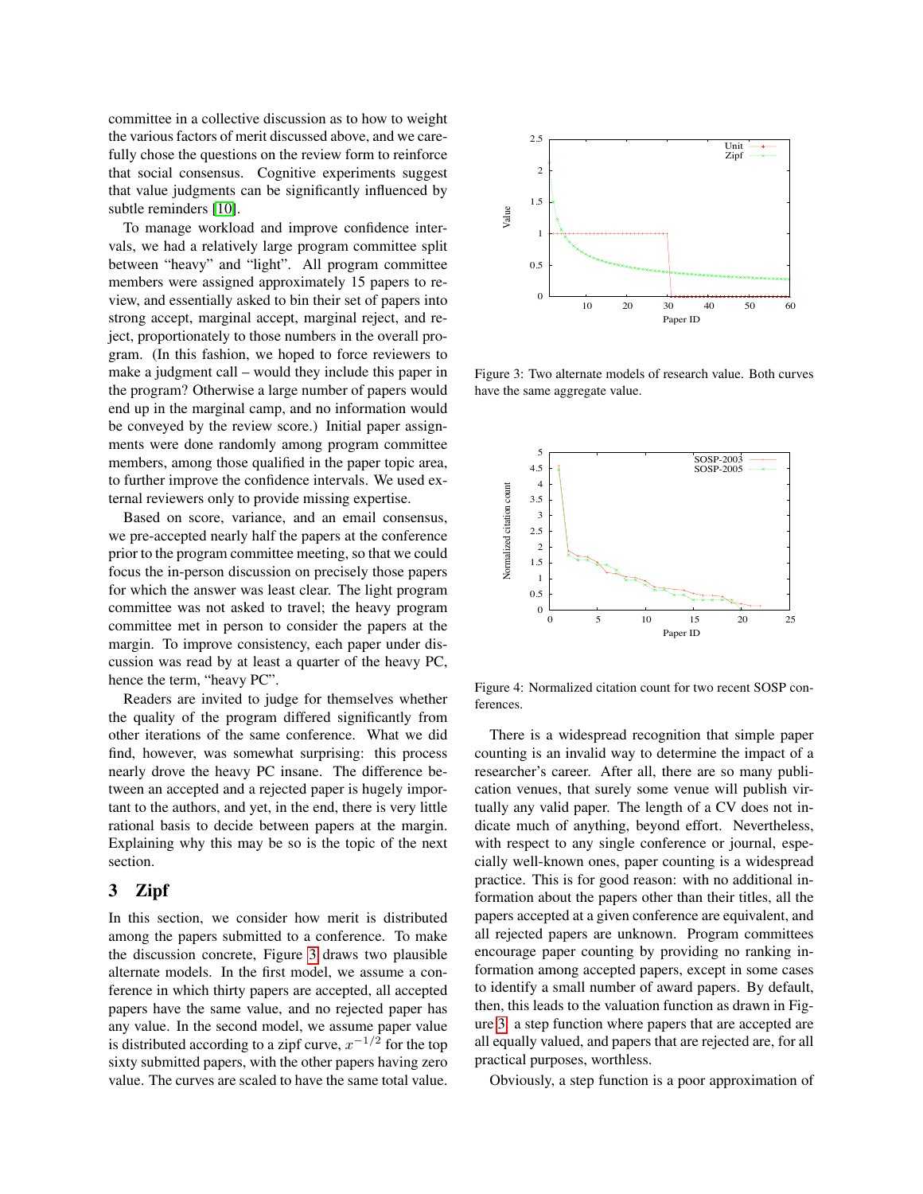committee in a collective discussion as to how to weight the various factors of merit discussed above, and we carefully chose the questions on the review form to reinforce that social consensus. Cognitive experiments suggest that value judgments can be significantly influenced by subtle reminders [10].

To manage workload and improve confidence intervals, we had a relatively large program committee split between "heavy" and "light". All program committee members were assigned approximately 15 papers to review, and essentially asked to bin their set of papers into strong accept, marginal accept, marginal reject, and reject, proportionately to those numbers in the overall program. (In this fashion, we hoped to force reviewers to make a judgment call – would they include this paper in the program? Otherwise a large number of papers would end up in the marginal camp, and no information would be conveyed by the review score.) Initial paper assignments were done randomly among program committee members, among those qualified in the paper topic area, to further improve the confidence intervals. We used external reviewers only to provide missing expertise.

Based on score, variance, and an email consensus, we pre-accepted nearly half the papers at the conference prior to the program committee meeting, so that we could focus the in-person discussion on precisely those papers for which the answer was least clear. The light program committee was not asked to travel; the heavy program committee met in person to consider the papers at the margin. To improve consistency, each paper under discussion was read by at least a quarter of the heavy PC, hence the term, "heavy PC".

Readers are invited to judge for themselves whether the quality of the program differed significantly from other iterations of the same conference. What we did find, however, was somewhat surprising: this process nearly drove the heavy PC insane. The difference between an accepted and a rejected paper is hugely important to the authors, and yet, in the end, there is very little rational basis to decide between papers at the margin. Explaining why this may be so is the topic of the next section.

## 3 Zipf

In this section, we consider how merit is distributed among the papers submitted to a conference. To make the discussion concrete, Figure 3 draws two plausible alternate models. In the first model, we assume a conference in which thirty papers are accepted, all accepted papers have the same value, and no rejected paper has any value. In the second model, we assume paper value is distributed according to a zipf curve, $x^{-1/2}$ for the top sixty submitted papers, with the other papers having zero value. The curves are scaled to have the same total value.

Figure 3: Two alternate models of research value. Both curves have the same aggregate value.

Figure 4: Normalized citation count for two recent SOSP conferences.

There is a widespread recognition that simple paper counting is an invalid way to determine the impact of a researcher's career. After all, there are so many publication venues, that surely some venue will publish virtually any valid paper. The length of a CV does not indicate much of anything, beyond effort. Nevertheless, with respect to any single conference or journal, especially well-known ones, paper counting is a widespread practice. This is for good reason: with no additional information about the papers other than their titles, all the papers accepted at a given conference are equivalent, and all rejected papers are unknown. Program committees encourage paper counting by providing no ranking information among accepted papers, except in some cases to identify a small number of award papers. By default, then, this leads to the valuation function as drawn in Figure 3, a step function where papers that are accepted are all equally valued, and papers that are rejected are, for all practical purposes, worthless.

Obviously, a step function is a poor approximation of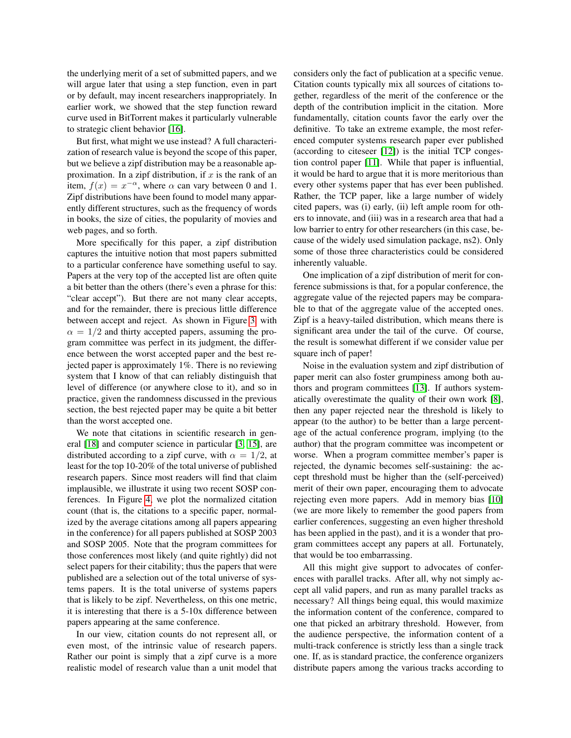the underlying merit of a set of submitted papers, and we will argue later that using a step function, even in part or by default, may incent researchers inappropriately. In earlier work, we showed that the step function reward curve used in BitTorrent makes it particularly vulnerable to strategic client behavior [16].

But first, what might we use instead? A full characterization of research value is beyond the scope of this paper, but we believe a zipf distribution may be a reasonable approximation. In a zipf distribution, if $x$ is the rank of an item, $f(x) = x^{-\alpha}$, where $\alpha$ can vary between 0 and 1. Zipf distributions have been found to model many apparently different structures, such as the frequency of words in books, the size of cities, the popularity of movies and web pages, and so forth.

More specifically for this paper, a zipf distribution captures the intuitive notion that most papers submitted to a particular conference have something useful to say. Papers at the very top of the accepted list are often quite a bit better than the others (there's even a phrase for this: "clear accept"). But there are not many clear accepts, and for the remainder, there is precious little difference between accept and reject. As shown in Figure 3 with $\alpha = 1/2$ and thirty accepted papers, assuming the program committee was perfect in its judgment, the difference between the worst accepted paper and the best rejected paper is approximately 1%. There is no reviewing system that I know of that can reliably distinguish that level of difference (or anywhere close to it), and so in practice, given the randomness discussed in the previous section, the best rejected paper may be quite a bit better than the worst accepted one.

We note that citations in scientific research in general [18] and computer science in particular [3, 15], are distributed according to a zipf curve, with $\alpha = 1/2$, at least for the top 10-20% of the total universe of published research papers. Since most readers will find that claim implausible, we illustrate it using two recent SOSP conferences. In Figure 4, we plot the normalized citation count (that is, the citations to a specific paper, normalized by the average citations among all papers appearing in the conference) for all papers published at SOSP 2003 and SOSP 2005. Note that the program committees for those conferences most likely (and quite rightly) did not select papers for their citability; thus the papers that were published are a selection out of the total universe of systems papers. It is the total universe of systems papers that is likely to be zipf. Nevertheless, on this one metric, it is interesting that there is a 5-10x difference between papers appearing at the same conference.

In our view, citation counts do not represent all, or even most, of the intrinsic value of research papers. Rather our point is simply that a zipf curve is a more realistic model of research value than a unit model that considers only the fact of publication at a specific venue. Citation counts typically mix all sources of citations together, regardless of the merit of the conference or the depth of the contribution implicit in the citation. More fundamentally, citation counts favor the early over the definitive. To take an extreme example, the most referenced computer systems research paper ever published (according to citeseer [12]) is the initial TCP congestion control paper [11]. While that paper is influential, it would be hard to argue that it is more meritorious than every other systems paper that has ever been published. Rather, the TCP paper, like a large number of widely cited papers, was (i) early, (ii) left ample room for others to innovate, and (iii) was in a research area that had a low barrier to entry for other researchers (in this case, because of the widely used simulation package, ns2). Only some of those three characteristics could be considered inherently valuable.

One implication of a zipf distribution of merit for conference submissions is that, for a popular conference, the aggregate value of the rejected papers may be comparable to that of the aggregate value of the accepted ones. Zipf is a heavy-tailed distribution, which means there is significant area under the tail of the curve. Of course, the result is somewhat different if we consider value per square inch of paper!

Noise in the evaluation system and zipf distribution of paper merit can also foster grumpiness among both authors and program committees [13]. If authors systematically overestimate the quality of their own work [8], then any paper rejected near the threshold is likely to appear (to the author) to be better than a large percentage of the actual conference program, implying (to the author) that the program committee was incompetent or worse. When a program committee member's paper is rejected, the dynamic becomes self-sustaining: the accept threshold must be higher than the (self-perceived) merit of their own paper, encouraging them to advocate rejecting even more papers. Add in memory bias [10] (we are more likely to remember the good papers from earlier conferences, suggesting an even higher threshold has been applied in the past), and it is a wonder that program committees accept any papers at all. Fortunately, that would be too embarrassing.

All this might give support to advocates of conferences with parallel tracks. After all, why not simply accept all valid papers, and run as many parallel tracks as necessary? All things being equal, this would maximize the information content of the conference, compared to one that picked an arbitrary threshold. However, from the audience perspective, the information content of a multi-track conference is strictly less than a single track one. If, as is standard practice, the conference organizers distribute papers among the various tracks according to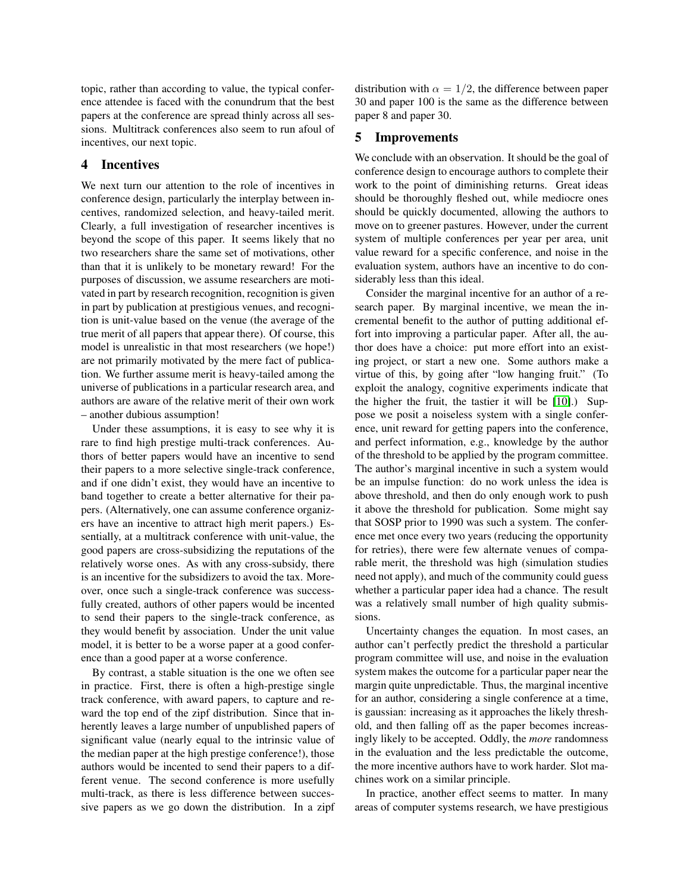topic, rather than according to value, the typical conference attendee is faced with the conundrum that the best papers at the conference are spread thinly across all sessions. Multitrack conferences also seem to run afoul of incentives, our next topic.

## 4 Incentives

We next turn our attention to the role of incentives in conference design, particularly the interplay between incentives, randomized selection, and heavy-tailed merit. Clearly, a full investigation of researcher incentives is beyond the scope of this paper. It seems likely that no two researchers share the same set of motivations, other than that it is unlikely to be monetary reward! For the purposes of discussion, we assume researchers are motivated in part by research recognition, recognition is given in part by publication at prestigious venues, and recognition is unit-value based on the venue (the average of the true merit of all papers that appear there). Of course, this model is unrealistic in that most researchers (we hope!) are not primarily motivated by the mere fact of publication. We further assume merit is heavy-tailed among the universe of publications in a particular research area, and authors are aware of the relative merit of their own work – another dubious assumption!

Under these assumptions, it is easy to see why it is rare to find high prestige multi-track conferences. Authors of better papers would have an incentive to send their papers to a more selective single-track conference, and if one didn't exist, they would have an incentive to band together to create a better alternative for their papers. (Alternatively, one can assume conference organizers have an incentive to attract high merit papers.) Essentially, at a multitrack conference with unit-value, the good papers are cross-subsidizing the reputations of the relatively worse ones. As with any cross-subsidy, there is an incentive for the subsidizers to avoid the tax. Moreover, once such a single-track conference was successfully created, authors of other papers would be incented to send their papers to the single-track conference, as they would benefit by association. Under the unit value model, it is better to be a worse paper at a good conference than a good paper at a worse conference.

By contrast, a stable situation is the one we often see in practice. First, there is often a high-prestige single track conference, with award papers, to capture and reward the top end of the zipf distribution. Since that inherently leaves a large number of unpublished papers of significant value (nearly equal to the intrinsic value of the median paper at the high prestige conference!), those authors would be incented to send their papers to a different venue. The second conference is more usefully multi-track, as there is less difference between successive papers as we go down the distribution. In a zipf distribution with $\alpha = 1/2$, the difference between paper 30 and paper 100 is the same as the difference between paper 8 and paper 30.

## 5 Improvements

We conclude with an observation. It should be the goal of conference design to encourage authors to complete their work to the point of diminishing returns. Great ideas should be thoroughly fleshed out, while mediocre ones should be quickly documented, allowing the authors to move on to greener pastures. However, under the current system of multiple conferences per year per area, unit value reward for a specific conference, and noise in the evaluation system, authors have an incentive to do considerably less than this ideal.

Consider the marginal incentive for an author of a research paper. By marginal incentive, we mean the incremental benefit to the author of putting additional effort into improving a particular paper. After all, the author does have a choice: put more effort into an existing project, or start a new one. Some authors make a virtue of this, by going after "low hanging fruit." (To exploit the analogy, cognitive experiments indicate that the higher the fruit, the tastier it will be [10].) Suppose we posit a noiseless system with a single conference, unit reward for getting papers into the conference, and perfect information, e.g., knowledge by the author of the threshold to be applied by the program committee. The author's marginal incentive in such a system would be an impulse function: do no work unless the idea is above threshold, and then do only enough work to push it above the threshold for publication. Some might say that SOSP prior to 1990 was such a system. The conference met once every two years (reducing the opportunity for retries), there were few alternate venues of comparable merit, the threshold was high (simulation studies need not apply), and much of the community could guess whether a particular paper idea had a chance. The result was a relatively small number of high quality submissions.

Uncertainty changes the equation. In most cases, an author can't perfectly predict the threshold a particular program committee will use, and noise in the evaluation system makes the outcome for a particular paper near the margin quite unpredictable. Thus, the marginal incentive for an author, considering a single conference at a time, is gaussian: increasing as it approaches the likely threshold, and then falling off as the paper becomes increasingly likely to be accepted. Oddly, the *more* randomness in the evaluation and the less predictable the outcome, the more incentive authors have to work harder. Slot machines work on a similar principle.

In practice, another effect seems to matter. In many areas of computer systems research, we have prestigious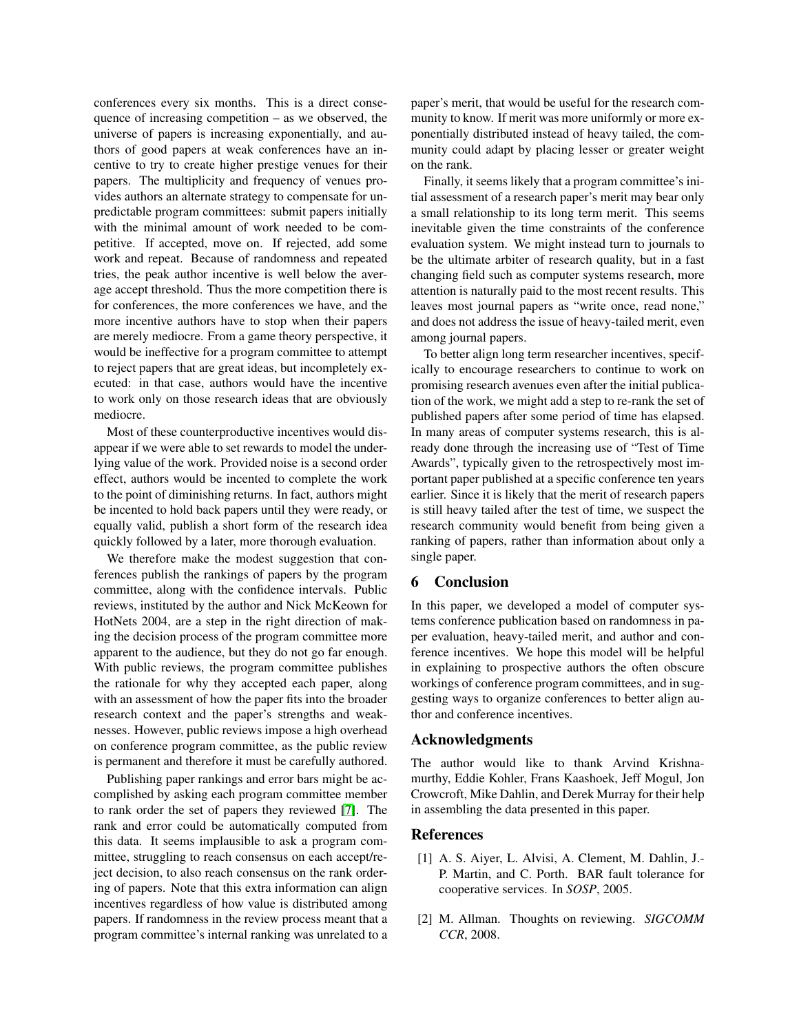conferences every six months. This is a direct consequence of increasing competition – as we observed, the universe of papers is increasing exponentially, and authors of good papers at weak conferences have an incentive to try to create higher prestige venues for their papers. The multiplicity and frequency of venues provides authors an alternate strategy to compensate for unpredictable program committees: submit papers initially with the minimal amount of work needed to be competitive. If accepted, move on. If rejected, add some work and repeat. Because of randomness and repeated tries, the peak author incentive is well below the average accept threshold. Thus the more competition there is for conferences, the more conferences we have, and the more incentive authors have to stop when their papers are merely mediocre. From a game theory perspective, it would be ineffective for a program committee to attempt to reject papers that are great ideas, but incompletely executed: in that case, authors would have the incentive to work only on those research ideas that are obviously mediocre.

Most of these counterproductive incentives would disappear if we were able to set rewards to model the underlying value of the work. Provided noise is a second order effect, authors would be incented to complete the work to the point of diminishing returns. In fact, authors might be incented to hold back papers until they were ready, or equally valid, publish a short form of the research idea quickly followed by a later, more thorough evaluation.

We therefore make the modest suggestion that conferences publish the rankings of papers by the program committee, along with the confidence intervals. Public reviews, instituted by the author and Nick McKeown for HotNets 2004, are a step in the right direction of making the decision process of the program committee more apparent to the audience, but they do not go far enough. With public reviews, the program committee publishes the rationale for why they accepted each paper, along with an assessment of how the paper fits into the broader research context and the paper's strengths and weaknesses. However, public reviews impose a high overhead on conference program committee, as the public review is permanent and therefore it must be carefully authored.

Publishing paper rankings and error bars might be accomplished by asking each program committee member to rank order the set of papers they reviewed [7]. The rank and error could be automatically computed from this data. It seems implausible to ask a program committee, struggling to reach consensus on each accept/reject decision, to also reach consensus on the rank ordering of papers. Note that this extra information can align incentives regardless of how value is distributed among papers. If randomness in the review process meant that a program committee's internal ranking was unrelated to a paper's merit, that would be useful for the research community to know. If merit was more uniformly or more exponentially distributed instead of heavy tailed, the community could adapt by placing lesser or greater weight on the rank.

Finally, it seems likely that a program committee's initial assessment of a research paper's merit may bear only a small relationship to its long term merit. This seems inevitable given the time constraints of the conference evaluation system. We might instead turn to journals to be the ultimate arbiter of research quality, but in a fast changing field such as computer systems research, more attention is naturally paid to the most recent results. This leaves most journal papers as "write once, read none," and does not address the issue of heavy-tailed merit, even among journal papers.

To better align long term researcher incentives, specifically to encourage researchers to continue to work on promising research avenues even after the initial publication of the work, we might add a step to re-rank the set of published papers after some period of time has elapsed. In many areas of computer systems research, this is already done through the increasing use of "Test of Time Awards", typically given to the retrospectively most important paper published at a specific conference ten years earlier. Since it is likely that the merit of research papers is still heavy tailed after the test of time, we suspect the research community would benefit from being given a ranking of papers, rather than information about only a single paper.

## 6 Conclusion

In this paper, we developed a model of computer systems conference publication based on randomness in paper evaluation, heavy-tailed merit, and author and conference incentives. We hope this model will be helpful in explaining to prospective authors the often obscure workings of conference program committees, and in suggesting ways to organize conferences to better align author and conference incentives.

## Acknowledgments

The author would like to thank Arvind Krishnamurthy, Eddie Kohler, Frans Kaashoek, Jeff Mogul, Jon Crowcroft, Mike Dahlin, and Derek Murray for their help in assembling the data presented in this paper.

## References

[1] A. S. Aiyer, L. Alvisi, A. Clement, M. Dahlin, J.-P. Martin, and C. Porth. BAR fault tolerance for cooperative services. In *SOSP*, 2005.

[2] M. Allman. Thoughts on reviewing. *SIGCOMM CCR*, 2008.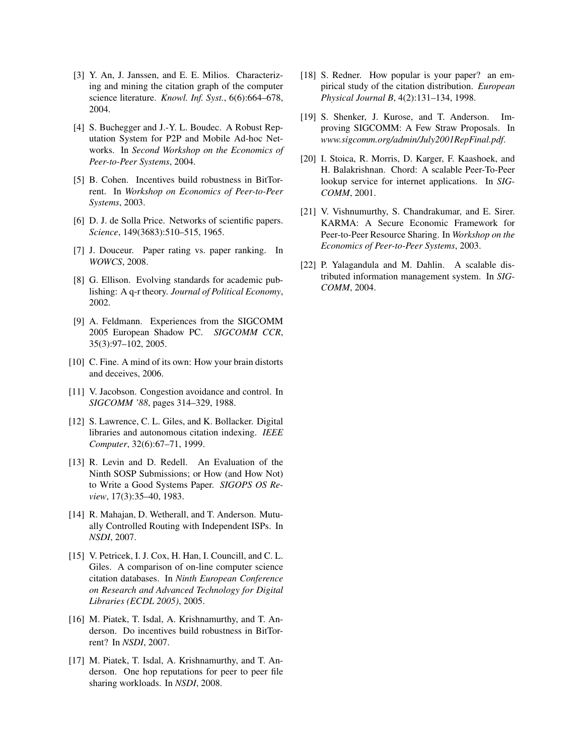[3] Y. An, J. Janssen, and E. E. Milios. Characterizing and mining the citation graph of the computer science literature. *Knowl. Inf. Syst.*, 6(6):664–678, 2004.

[4] S. Buchegger and J.-Y. L. Boudec. A Robust Reputation System for P2P and Mobile Ad-hoc Networks. In *Second Workshop on the Economics of Peer-to-Peer Systems*, 2004.

[5] B. Cohen. Incentives build robustness in BitTorrent. In *Workshop on Economics of Peer-to-Peer Systems*, 2003.

[6] D. J. de Solla Price. Networks of scientific papers. *Science*, 149(3683):510–515, 1965.

[7] J. Douceur. Paper rating vs. paper ranking. In *WOWCS*, 2008.

[8] G. Ellison. Evolving standards for academic publishing: A q-r theory. *Journal of Political Economy*, 2002.

[9] A. Feldmann. Experiences from the SIGCOMM 2005 European Shadow PC. *SIGCOMM CCR*, 35(3):97–102, 2005.

[10] C. Fine. A mind of its own: How your brain distorts and deceives, 2006.

[11] V. Jacobson. Congestion avoidance and control. In *SIGCOMM '88*, pages 314–329, 1988.

[12] S. Lawrence, C. L. Giles, and K. Bollacker. Digital libraries and autonomous citation indexing. *IEEE Computer*, 32(6):67–71, 1999.

[13] R. Levin and D. Redell. An Evaluation of the Ninth SOSP Submissions; or How (and How Not) to Write a Good Systems Paper. *SIGOPS OS Review*, 17(3):35–40, 1983.

[14] R. Mahajan, D. Wetherall, and T. Anderson. Mutually Controlled Routing with Independent ISPs. In *NSDI*, 2007.

[15] V. Petricek, I. J. Cox, H. Han, I. Councill, and C. L. Giles. A comparison of on-line computer science citation databases. In *Ninth European Conference on Research and Advanced Technology for Digital Libraries (ECDL 2005)*, 2005.

[16] M. Piatek, T. Isdal, A. Krishnamurthy, and T. Anderson. Do incentives build robustness in BitTorrent? In *NSDI*, 2007.

[17] M. Piatek, T. Isdal, A. Krishnamurthy, and T. Anderson. One hop reputations for peer to peer file sharing workloads. In *NSDI*, 2008.

[18] S. Redner. How popular is your paper? an empirical study of the citation distribution. *European Physical Journal B*, 4(2):131–134, 1998.

[19] S. Shenker, J. Kurose, and T. Anderson. Improving SIGCOMM: A Few Straw Proposals. In *www.sigcomm.org/admin/July2001RepFinal.pdf*.

[20] I. Stoica, R. Morris, D. Karger, F. Kaashoek, and H. Balakrishnan. Chord: A scalable Peer-To-Peer lookup service for internet applications. In *SIGCOMM*, 2001.

[21] V. Vishnumurthy, S. Chandrakumar, and E. Sirer. KARMA: A Secure Economic Framework for Peer-to-Peer Resource Sharing. In *Workshop on the Economics of Peer-to-Peer Systems*, 2003.

[22] P. Yalagandula and M. Dahlin. A scalable distributed information management system. In *SIGCOMM*, 2004.